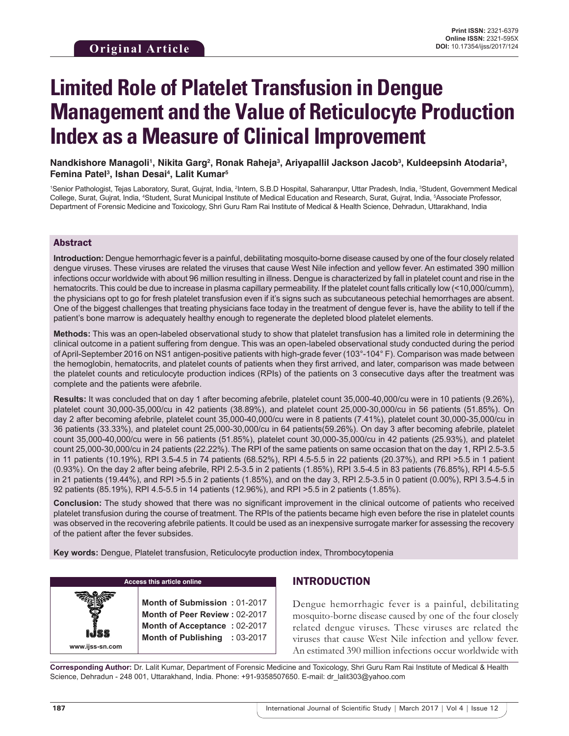**Original Article**

Print ISSN: 2321-6379
Online ISSN: 2321-595X
DOI: 10.17354/ijss/2017/124

# Limited Role of Platelet Transfusion in Dengue Management and the Value of Reticulocyte Production Index as a Measure of Clinical Improvement

**Nandkishore Managoli[1], Nikita Garg[2], Ronak Raheja[3], Ariyapallil Jackson Jacob[3], Kuldeepsinh Atodaria[3], Femina Patel[3], Ishan Desai[4], Lalit Kumar[5]**

[1]Senior Pathologist, Tejas Laboratory, Surat, Gujrat, India, [2]Intern, S.B.D Hospital, Saharanpur, Uttar Pradesh, India, [3]Student, Government Medical College, Surat, Gujrat, India, [4]Student, Surat Municipal Institute of Medical Education and Research, Surat, Gujrat, India, [5]Associate Professor, Department of Forensic Medicine and Toxicology, Shri Guru Ram Rai Institute of Medical & Health Science, Dehradun, Uttarakhand, India

## Abstract

**Introduction:** Dengue hemorrhagic fever is a painful, debilitating mosquito-borne disease caused by one of the four closely related dengue viruses. These viruses are related the viruses that cause West Nile infection and yellow fever. An estimated 390 million infections occur worldwide with about 96 million resulting in illness. Dengue is characterized by fall in platelet count and rise in the hematocrits. This could be due to increase in plasma capillary permeability. If the platelet count falls critically low (<10,000/cumm), the physicians opt to go for fresh platelet transfusion even if it's signs such as subcutaneous petechial hemorrhages are absent. One of the biggest challenges that treating physicians face today in the treatment of dengue fever is, have the ability to tell if the patient's bone marrow is adequately healthy enough to regenerate the depleted blood platelet elements.

**Methods:** This was an open-labeled observational study to show that platelet transfusion has a limited role in determining the clinical outcome in a patient suffering from dengue. This was an open-labeled observational study conducted during the period of April-September 2016 on NS1 antigen-positive patients with high-grade fever (103°-104° F). Comparison was made between the hemoglobin, hematocrits, and platelet counts of patients when they first arrived, and later, comparison was made between the platelet counts and reticulocyte production indices (RPIs) of the patients on 3 consecutive days after the treatment was complete and the patients were afebrile.

**Results:** It was concluded that on day 1 after becoming afebrile, platelet count 35,000-40,000/cu were in 10 patients (9.26%), platelet count 30,000-35,000/cu in 42 patients (38.89%), and platelet count 25,000-30,000/cu in 56 patients (51.85%). On day 2 after becoming afebrile, platelet count 35,000-40,000/cu were in 8 patients (7.41%), platelet count 30,000-35,000/cu in 36 patients (33.33%), and platelet count 25,000-30,000/cu in 64 patients(59.26%). On day 3 after becoming afebrile, platelet count 35,000-40,000/cu were in 56 patients (51.85%), platelet count 30,000-35,000/cu in 42 patients (25.93%), and platelet count 25,000-30,000/cu in 24 patients (22.22%). The RPI of the same patients on same occasion that on the day 1, RPI 2.5-3.5 in 11 patients (10.19%), RPI 3.5-4.5 in 74 patients (68.52%), RPI 4.5-5.5 in 22 patients (20.37%), and RPI >5.5 in 1 patient (0.93%). On the day 2 after being afebrile, RPI 2.5-3.5 in 2 patients (1.85%), RPI 3.5-4.5 in 83 patients (76.85%), RPI 4.5-5.5 in 21 patients (19.44%), and RPI >5.5 in 2 patients (1.85%), and on the day 3, RPI 2.5-3.5 in 0 patient (0.00%), RPI 3.5-4.5 in 92 patients (85.19%), RPI 4.5-5.5 in 14 patients (12.96%), and RPI >5.5 in 2 patients (1.85%).

**Conclusion:** The study showed that there was no significant improvement in the clinical outcome of patients who received platelet transfusion during the course of treatment. The RPIs of the patients became high even before the rise in platelet counts was observed in the recovering afebrile patients. It could be used as an inexpensive surrogate marker for assessing the recovery of the patient after the fever subsides.

**Key words:** Dengue, Platelet transfusion, Reticulocyte production index, Thrombocytopenia

**Access this article online**

www.ijss-sn.com

**Month of Submission :** 01-2017
**Month of Peer Review :** 02-2017
**Month of Acceptance :** 02-2017
**Month of Publishing :** 03-2017

## INTRODUCTION

Dengue hemorrhagic fever is a painful, debilitating mosquito-borne disease caused by one of the four closely related dengue viruses. These viruses are related the viruses that cause West Nile infection and yellow fever. An estimated 390 million infections occur worldwide with

**Corresponding Author:** Dr. Lalit Kumar, Department of Forensic Medicine and Toxicology, Shri Guru Ram Rai Institute of Medical & Health Science, Dehradun - 248 001, Uttarakhand, India. Phone: +91-9358507650. E-mail: dr_lalit303@yahoo.com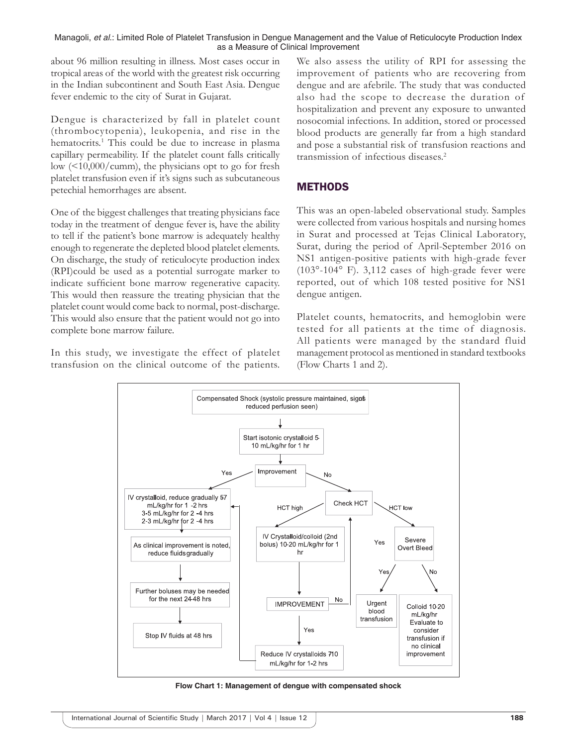about 96 million resulting in illness. Most cases occur in tropical areas of the world with the greatest risk occurring in the Indian subcontinent and South East Asia. Dengue fever endemic to the city of Surat in Gujarat.

Dengue is characterized by fall in platelet count (thrombocytopenia), leukopenia, and rise in the hematocrits.[1] This could be due to increase in plasma capillary permeability. If the platelet count falls critically low (<10,000/cumm), the physicians opt to go for fresh platelet transfusion even if it's signs such as subcutaneous petechial hemorrhages are absent.

One of the biggest challenges that treating physicians face today in the treatment of dengue fever is, have the ability to tell if the patient's bone marrow is adequately healthy enough to regenerate the depleted blood platelet elements. On discharge, the study of reticulocyte production index (RPI)could be used as a potential surrogate marker to indicate sufficient bone marrow regenerative capacity. This would then reassure the treating physician that the platelet count would come back to normal, post-discharge. This would also ensure that the patient would not go into complete bone marrow failure.

In this study, we investigate the effect of platelet transfusion on the clinical outcome of the patients. We also assess the utility of RPI for assessing the improvement of patients who are recovering from dengue and are afebrile. The study that was conducted also had the scope to decrease the duration of hospitalization and prevent any exposure to unwanted nosocomial infections. In addition, stored or processed blood products are generally far from a high standard and pose a substantial risk of transfusion reactions and transmission of infectious diseases.[2]

## METHODS

This was an open-labeled observational study. Samples were collected from various hospitals and nursing homes in Surat and processed at Tejas Clinical Laboratory, Surat, during the period of April-September 2016 on NS1 antigen-positive patients with high-grade fever (103°-104° F). 3,112 cases of high-grade fever were reported, out of which 108 tested positive for NS1 dengue antigen.

Platelet counts, hematocrits, and hemoglobin were tested for all patients at the time of diagnosis. All patients were managed by the standard fluid management protocol as mentioned in standard textbooks (Flow Charts 1 and 2).

Compensated Shock (systolic pressure maintained, signs of reduced perfusion seen)
→ Start isotonic crystalloid 5-10 mL/kg/hr for 1 hr
→ Improvement

- Yes → IV crystalloid, reduce gradually 5-7 mL/kg/hr for 1-2 hrs; 3-5 mL/kg/hr for 2-4 hrs; 2-3 mL/kg/hr for 2-4 hrs → As clinical improvement is noted, reduce fluids gradually → Further boluses may be needed for the next 24-48 hrs → Stop IV fluids at 48 hrs
- No → Check HCT
  - HCT high → IV Crystalloid/colloid (2nd bolus) 10-20 mL/kg/hr for 1 hr → IMPROVEMENT
    - Yes → Reduce IV crystalloids 7-10 mL/kg/hr for 1-2 hrs → (back to IV crystalloid, reduce gradually)
    - No → Check HCT
  - HCT low → Severe Overt Bleed
    - Yes → Urgent blood transfusion
    - No → Colloid 10-20 mL/kg/hr Evaluate to consider transfusion if no clinical improvement

**Flow Chart 1: Management of dengue with compensated shock**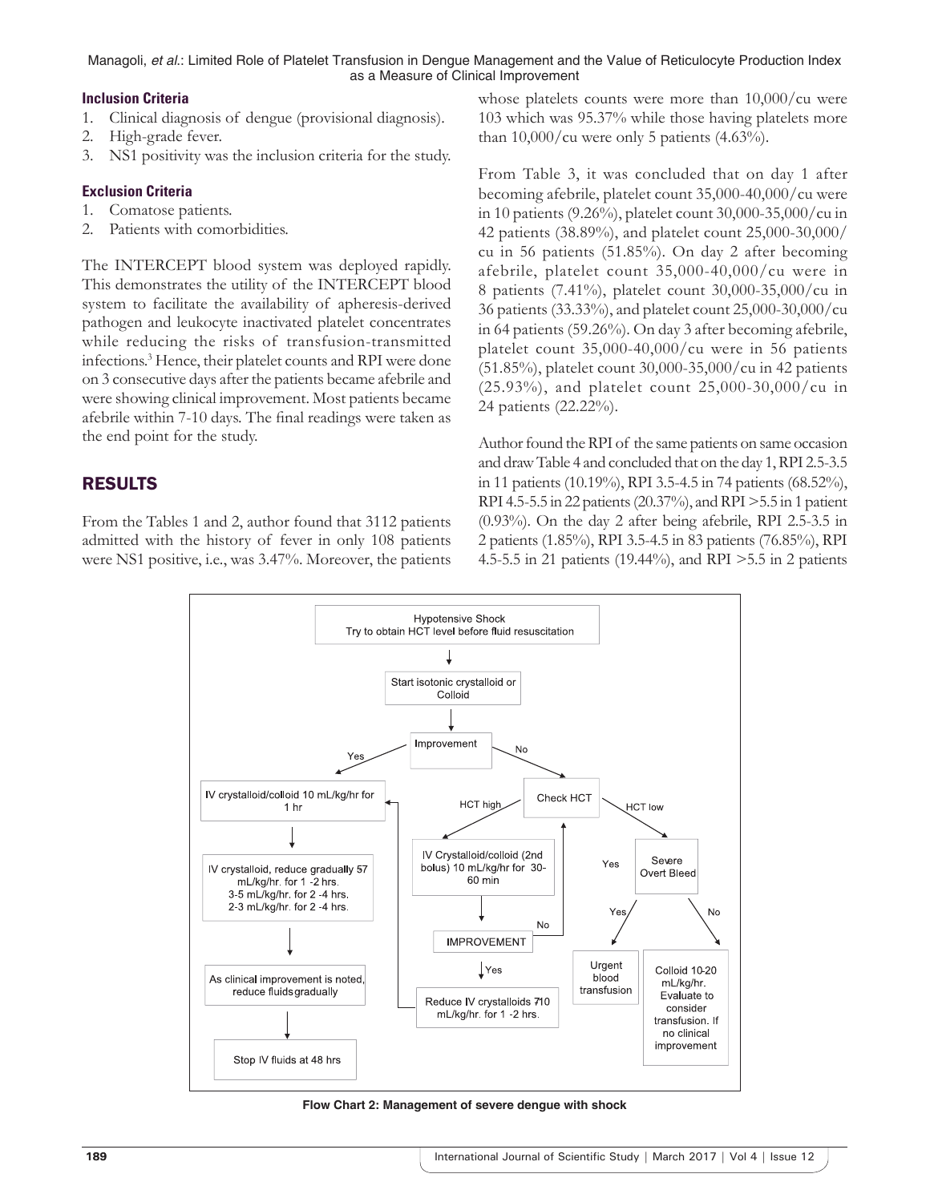### Inclusion Criteria

1. Clinical diagnosis of dengue (provisional diagnosis).
2. High-grade fever.
3. NS1 positivity was the inclusion criteria for the study.

### Exclusion Criteria

1. Comatose patients.
2. Patients with comorbidities.

The INTERCEPT blood system was deployed rapidly. This demonstrates the utility of the INTERCEPT blood system to facilitate the availability of apheresis-derived pathogen and leukocyte inactivated platelet concentrates while reducing the risks of transfusion-transmitted infections.[3] Hence, their platelet counts and RPI were done on 3 consecutive days after the patients became afebrile and were showing clinical improvement. Most patients became afebrile within 7-10 days. The final readings were taken as the end point for the study.

## RESULTS

From the Tables 1 and 2, author found that 3112 patients admitted with the history of fever in only 108 patients were NS1 positive, i.e., was 3.47%. Moreover, the patients whose platelets counts were more than 10,000/cu were 103 which was 95.37% while those having platelets more than 10,000/cu were only 5 patients (4.63%).

From Table 3, it was concluded that on day 1 after becoming afebrile, platelet count 35,000-40,000/cu were in 10 patients (9.26%), platelet count 30,000-35,000/cu in 42 patients (38.89%), and platelet count 25,000-30,000/cu in 56 patients (51.85%). On day 2 after becoming afebrile, platelet count 35,000-40,000/cu were in 8 patients (7.41%), platelet count 30,000-35,000/cu in 36 patients (33.33%), and platelet count 25,000-30,000/cu in 64 patients (59.26%). On day 3 after becoming afebrile, platelet count 35,000-40,000/cu were in 56 patients (51.85%), platelet count 30,000-35,000/cu in 42 patients (25.93%), and platelet count 25,000-30,000/cu in 24 patients (22.22%).

Author found the RPI of the same patients on same occasion and draw Table 4 and concluded that on the day 1, RPI 2.5-3.5 in 11 patients (10.19%), RPI 3.5-4.5 in 74 patients (68.52%), RPI 4.5-5.5 in 22 patients (20.37%), and RPI >5.5 in 1 patient (0.93%). On the day 2 after being afebrile, RPI 2.5-3.5 in 2 patients (1.85%), RPI 3.5-4.5 in 83 patients (76.85%), RPI 4.5-5.5 in 21 patients (19.44%), and RPI >5.5 in 2 patients

Hypotensive Shock
Try to obtain HCT level before fluid resuscitation

→ Start isotonic crystalloid or Colloid

→ Improvement

- Yes → IV crystalloid/colloid 10 mL/kg/hr for 1 hr → IV crystalloid, reduce gradually 57 mL/kg/hr. for 1 -2 hrs. 3-5 mL/kg/hr. for 2 -4 hrs. 2-3 mL/kg/hr. for 2 -4 hrs. → As clinical improvement is noted, reduce fluids gradually → Stop IV fluids at 48 hrs
- No → Check HCT
  - HCT high → IV Crystalloid/colloid (2nd bolus) 10 mL/kg/hr for 30-60 min → IMPROVEMENT
    - Yes → Reduce IV crystalloids 710 mL/kg/hr. for 1 -2 hrs. → IV crystalloid/colloid 10 mL/kg/hr for 1 hr
    - No → Check HCT
  - HCT low → Severe Overt Bleed
    - Yes → Urgent blood transfusion
    - No → Colloid 10-20 mL/kg/hr. Evaluate to consider transfusion. If no clinical improvement

**Flow Chart 2: Management of severe dengue with shock**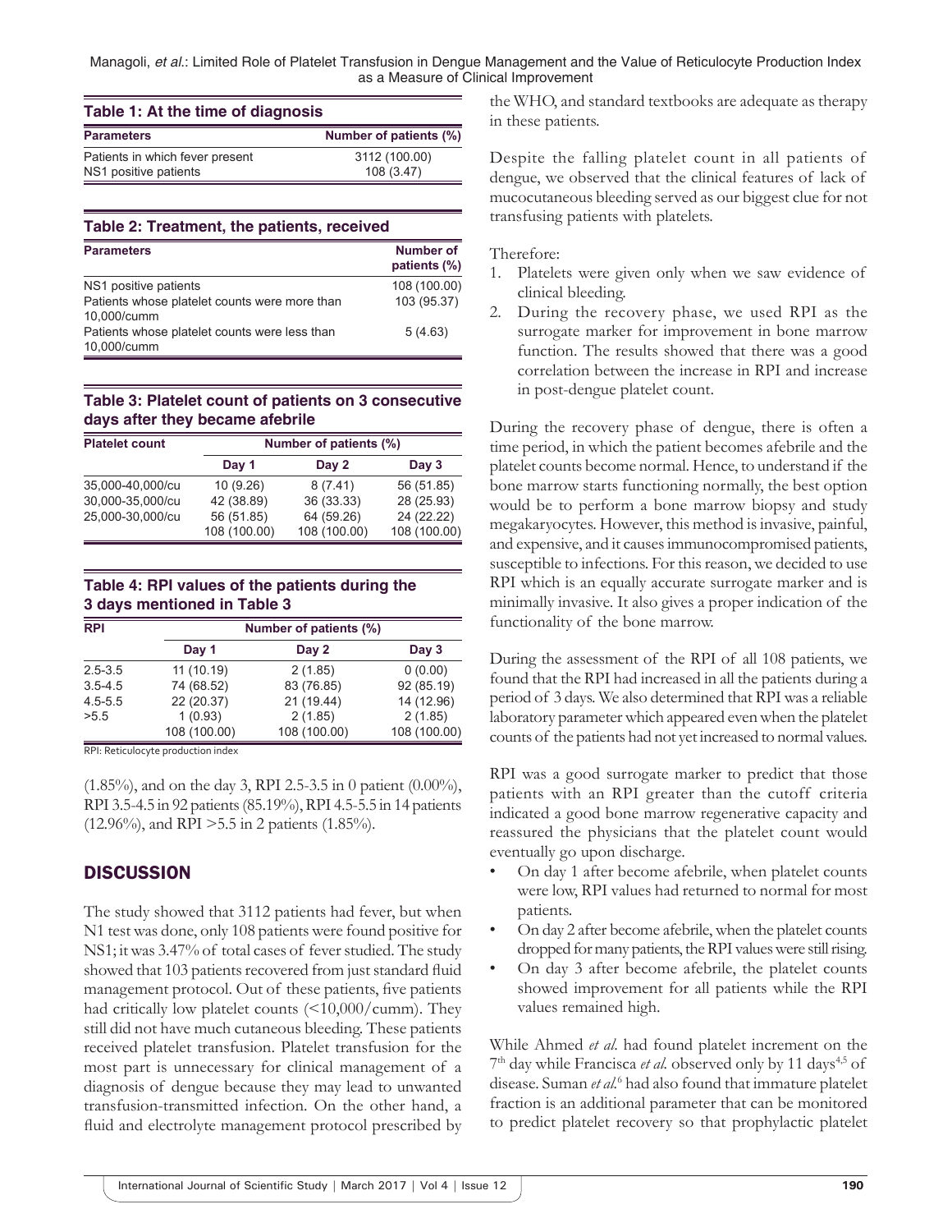**Table 1: At the time of diagnosis**

| Parameters | Number of patients (%) |
|---|---|
| Patients in which fever present | 3112 (100.00) |
| NS1 positive patients | 108 (3.47) |

**Table 2: Treatment, the patients, received**

| Parameters | Number of patients (%) |
|---|---|
| NS1 positive patients | 108 (100.00) |
| Patients whose platelet counts were more than 10,000/cumm | 103 (95.37) |
| Patients whose platelet counts were less than 10,000/cumm | 5 (4.63) |

**Table 3: Platelet count of patients on 3 consecutive days after they became afebrile**

| Platelet count | Number of patients (%) | | |
|---|---|---|---|
| | Day 1 | Day 2 | Day 3 |
| 35,000-40,000/cu | 10 (9.26) | 8 (7.41) | 56 (51.85) |
| 30,000-35,000/cu | 42 (38.89) | 36 (33.33) | 28 (25.93) |
| 25,000-30,000/cu | 56 (51.85) | 64 (59.26) | 24 (22.22) |
| | 108 (100.00) | 108 (100.00) | 108 (100.00) |

**Table 4: RPI values of the patients during the 3 days mentioned in Table 3**

| RPI | Number of patients (%) | | |
|---|---|---|---|
| | Day 1 | Day 2 | Day 3 |
| 2.5-3.5 | 11 (10.19) | 2 (1.85) | 0 (0.00) |
| 3.5-4.5 | 74 (68.52) | 83 (76.85) | 92 (85.19) |
| 4.5-5.5 | 22 (20.37) | 21 (19.44) | 14 (12.96) |
| >5.5 | 1 (0.93) | 2 (1.85) | 2 (1.85) |
| | 108 (100.00) | 108 (100.00) | 108 (100.00) |

RPI: Reticulocyte production index

(1.85%), and on the day 3, RPI 2.5-3.5 in 0 patient (0.00%), RPI 3.5-4.5 in 92 patients (85.19%), RPI 4.5-5.5 in 14 patients (12.96%), and RPI >5.5 in 2 patients (1.85%).

## DISCUSSION

The study showed that 3112 patients had fever, but when N1 test was done, only 108 patients were found positive for NS1; it was 3.47% of total cases of fever studied. The study showed that 103 patients recovered from just standard fluid management protocol. Out of these patients, five patients had critically low platelet counts (<10,000/cumm). They still did not have much cutaneous bleeding. These patients received platelet transfusion. Platelet transfusion for the most part is unnecessary for clinical management of a diagnosis of dengue because they may lead to unwanted transfusion-transmitted infection. On the other hand, a fluid and electrolyte management protocol prescribed by the WHO, and standard textbooks are adequate as therapy in these patients.

Despite the falling platelet count in all patients of dengue, we observed that the clinical features of lack of mucocutaneous bleeding served as our biggest clue for not transfusing patients with platelets.

Therefore:

1. Platelets were given only when we saw evidence of clinical bleeding.
2. During the recovery phase, we used RPI as the surrogate marker for improvement in bone marrow function. The results showed that there was a good correlation between the increase in RPI and increase in post-dengue platelet count.

During the recovery phase of dengue, there is often a time period, in which the patient becomes afebrile and the platelet counts become normal. Hence, to understand if the bone marrow starts functioning normally, the best option would be to perform a bone marrow biopsy and study megakaryocytes. However, this method is invasive, painful, and expensive, and it causes immunocompromised patients, susceptible to infections. For this reason, we decided to use RPI which is an equally accurate surrogate marker and is minimally invasive. It also gives a proper indication of the functionality of the bone marrow.

During the assessment of the RPI of all 108 patients, we found that the RPI had increased in all the patients during a period of 3 days. We also determined that RPI was a reliable laboratory parameter which appeared even when the platelet counts of the patients had not yet increased to normal values.

RPI was a good surrogate marker to predict that those patients with an RPI greater than the cutoff criteria indicated a good bone marrow regenerative capacity and reassured the physicians that the platelet count would eventually go upon discharge.

- On day 1 after become afebrile, when platelet counts were low, RPI values had returned to normal for most patients.
- On day 2 after become afebrile, when the platelet counts dropped for many patients, the RPI values were still rising.
- On day 3 after become afebrile, the platelet counts showed improvement for all patients while the RPI values remained high.

While Ahmed *et al*. had found platelet increment on the 7th day while Francisca *et al.* observed only by 11 days[4,5] of disease. Suman *et al.*[6] had also found that immature platelet fraction is an additional parameter that can be monitored to predict platelet recovery so that prophylactic platelet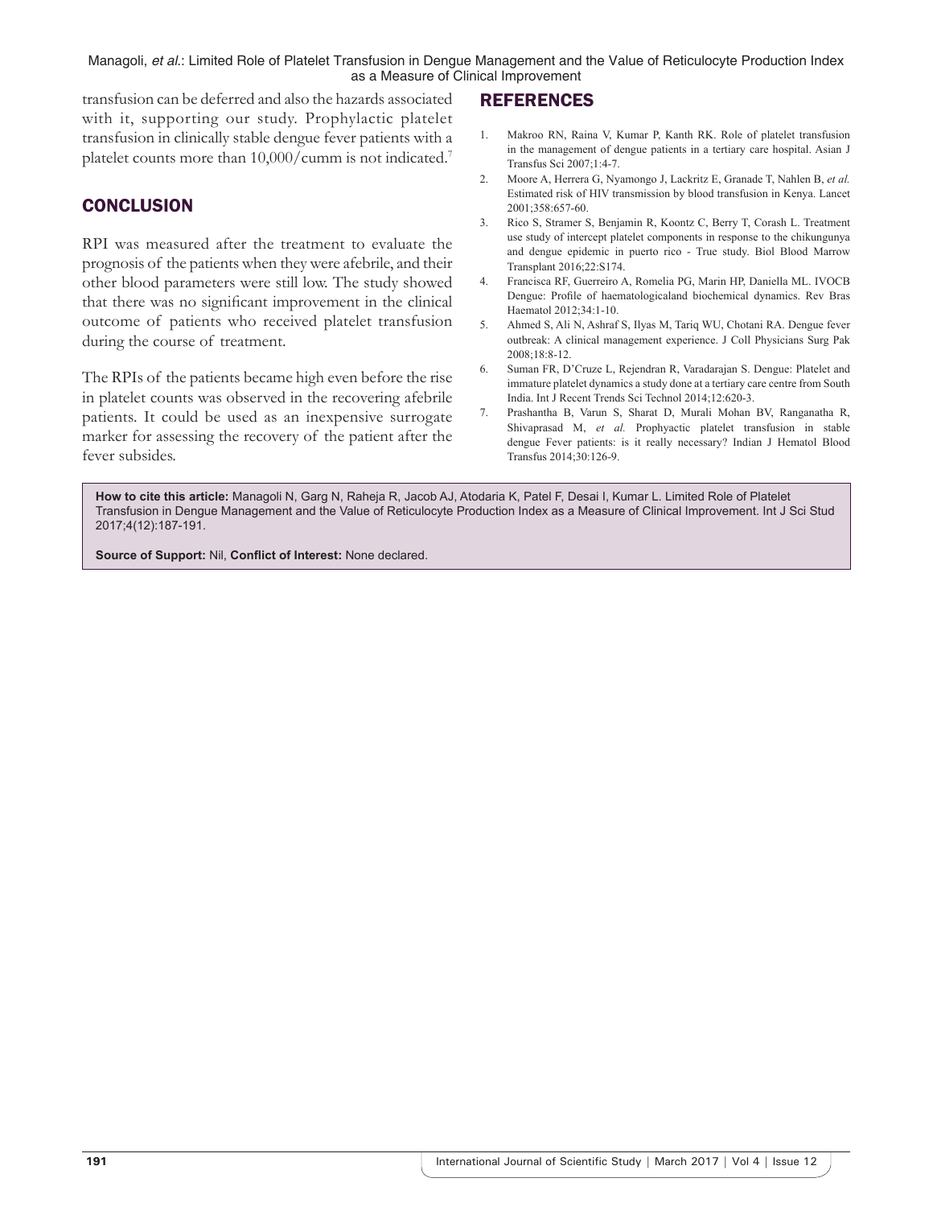transfusion can be deferred and also the hazards associated with it, supporting our study. Prophylactic platelet transfusion in clinically stable dengue fever patients with a platelet counts more than 10,000/cumm is not indicated.[7]

## CONCLUSION

RPI was measured after the treatment to evaluate the prognosis of the patients when they were afebrile, and their other blood parameters were still low. The study showed that there was no significant improvement in the clinical outcome of patients who received platelet transfusion during the course of treatment.

The RPIs of the patients became high even before the rise in platelet counts was observed in the recovering afebrile patients. It could be used as an inexpensive surrogate marker for assessing the recovery of the patient after the fever subsides.

## REFERENCES

1. Makroo RN, Raina V, Kumar P, Kanth RK. Role of platelet transfusion in the management of dengue patients in a tertiary care hospital. Asian J Transfus Sci 2007;1:4-7.
2. Moore A, Herrera G, Nyamongo J, Lackritz E, Granade T, Nahlen B, *et al.* Estimated risk of HIV transmission by blood transfusion in Kenya. Lancet 2001;358:657-60.
3. Rico S, Stramer S, Benjamin R, Koontz C, Berry T, Corash L. Treatment use study of intercept platelet components in response to the chikungunya and dengue epidemic in puerto rico - True study. Biol Blood Marrow Transplant 2016;22:S174.
4. Francisca RF, Guerreiro A, Romelia PG, Marin HP, Daniella ML. IVOCB Dengue: Profile of haematologicaland biochemical dynamics. Rev Bras Haematol 2012;34:1-10.
5. Ahmed S, Ali N, Ashraf S, Ilyas M, Tariq WU, Chotani RA. Dengue fever outbreak: A clinical management experience. J Coll Physicians Surg Pak 2008;18:8-12.
6. Suman FR, D'Cruze L, Rejendran R, Varadarajan S. Dengue: Platelet and immature platelet dynamics a study done at a tertiary care centre from South India. Int J Recent Trends Sci Technol 2014;12:620-3.
7. Prashantha B, Varun S, Sharat D, Murali Mohan BV, Ranganatha R, Shivaprasad M, *et al.* Prophyactic platelet transfusion in stable dengue Fever patients: is it really necessary? Indian J Hematol Blood Transfus 2014;30:126-9.

**How to cite this article:** Managoli N, Garg N, Raheja R, Jacob AJ, Atodaria K, Patel F, Desai I, Kumar L. Limited Role of Platelet Transfusion in Dengue Management and the Value of Reticulocyte Production Index as a Measure of Clinical Improvement. Int J Sci Stud 2017;4(12):187-191.

**Source of Support:** Nil, **Conflict of Interest:** None declared.